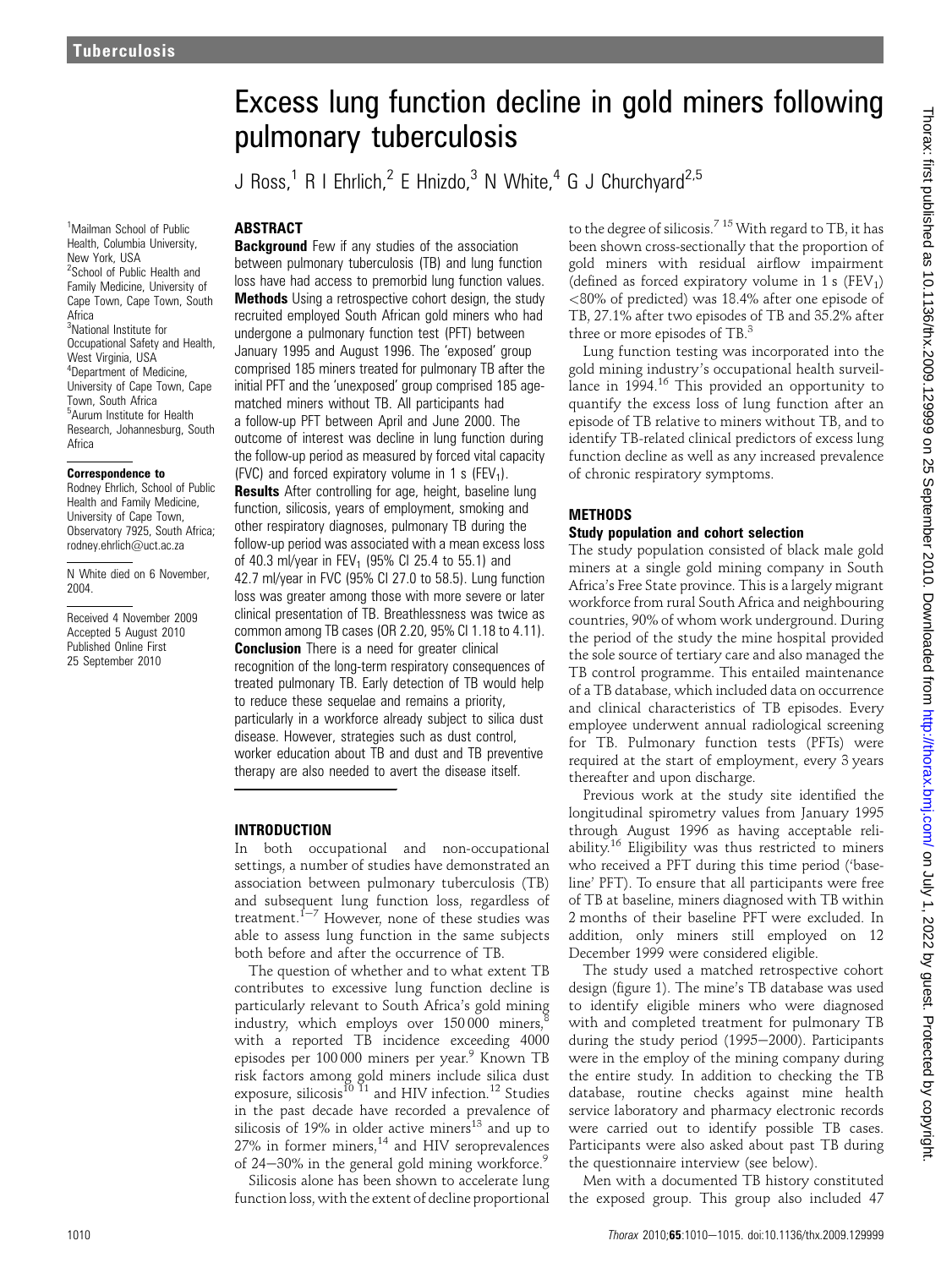# Excess lung function decline in gold miners following pulmonary tuberculosis

J Ross,[1] R I Ehrlich,[2] E Hnizdo,[3] N White,[4] G J Churchyard[2,5]

[1]Mailman School of Public Health, Columbia University, New York, USA
[2]School of Public Health and Family Medicine, University of Cape Town, Cape Town, South Africa
[3]National Institute for Occupational Safety and Health, West Virginia, USA
[4]Department of Medicine, University of Cape Town, Cape Town, South Africa
[5]Aurum Institute for Health Research, Johannesburg, South Africa

**Correspondence to**
Rodney Ehrlich, School of Public Health and Family Medicine, University of Cape Town, Observatory 7925, South Africa; rodney.ehrlich@uct.ac.za

N White died on 6 November, 2004.

Received 4 November 2009
Accepted 5 August 2010
Published Online First 25 September 2010

## ABSTRACT

**Background** Few if any studies of the association between pulmonary tuberculosis (TB) and lung function loss have had access to premorbid lung function values.

**Methods** Using a retrospective cohort design, the study recruited employed South African gold miners who had undergone a pulmonary function test (PFT) between January 1995 and August 1996. The 'exposed' group comprised 185 miners treated for pulmonary TB after the initial PFT and the 'unexposed' group comprised 185 age-matched miners without TB. All participants had a follow-up PFT between April and June 2000. The outcome of interest was decline in lung function during the follow-up period as measured by forced vital capacity (FVC) and forced expiratory volume in 1 s ($FEV_1$).

**Results** After controlling for age, height, baseline lung function, silicosis, years of employment, smoking and other respiratory diagnoses, pulmonary TB during the follow-up period was associated with a mean excess loss of 40.3 ml/year in $FEV_1$ (95% CI 25.4 to 55.1) and 42.7 ml/year in FVC (95% CI 27.0 to 58.5). Lung function loss was greater among those with more severe or later clinical presentation of TB. Breathlessness was twice as common among TB cases (OR 2.20, 95% CI 1.18 to 4.11).

**Conclusion** There is a need for greater clinical recognition of the long-term respiratory consequences of treated pulmonary TB. Early detection of TB would help to reduce these sequelae and remains a priority, particularly in a workforce already subject to silica dust disease. However, strategies such as dust control, worker education about TB and dust and TB preventive therapy are also needed to avert the disease itself.

## INTRODUCTION

In both occupational and non-occupational settings, a number of studies have demonstrated an association between pulmonary tuberculosis (TB) and subsequent lung function loss, regardless of treatment.[1–7] However, none of these studies was able to assess lung function in the same subjects both before and after the occurrence of TB.

The question of whether and to what extent TB contributes to excessive lung function decline is particularly relevant to South Africa's gold mining industry, which employs over 150 000 miners,[8] with a reported TB incidence exceeding 4000 episodes per 100 000 miners per year.[9] Known TB risk factors among gold miners include silica dust exposure, silicosis[10 11] and HIV infection.[12] Studies in the past decade have recorded a prevalence of silicosis of 19% in older active miners[13] and up to 27% in former miners,[14] and HIV seroprevalences of 24–30% in the general gold mining workforce.[9]

Silicosis alone has been shown to accelerate lung function loss, with the extent of decline proportional to the degree of silicosis.[7 15] With regard to TB, it has been shown cross-sectionally that the proportion of gold miners with residual airflow impairment (defined as forced expiratory volume in 1 s ($FEV_1$) <80% of predicted) was 18.4% after one episode of TB, 27.1% after two episodes of TB and 35.2% after three or more episodes of TB.[3]

Lung function testing was incorporated into the gold mining industry's occupational health surveillance in 1994.[16] This provided an opportunity to quantify the excess loss of lung function after an episode of TB relative to miners without TB, and to identify TB-related clinical predictors of excess lung function decline as well as any increased prevalence of chronic respiratory symptoms.

## METHODS

### Study population and cohort selection

The study population consisted of black male gold miners at a single gold mining company in South Africa's Free State province. This is a largely migrant workforce from rural South Africa and neighbouring countries, 90% of whom work underground. During the period of the study the mine hospital provided the sole source of tertiary care and also managed the TB control programme. This entailed maintenance of a TB database, which included data on occurrence and clinical characteristics of TB episodes. Every employee underwent annual radiological screening for TB. Pulmonary function tests (PFTs) were required at the start of employment, every 3 years thereafter and upon discharge.

Previous work at the study site identified the longitudinal spirometry values from January 1995 through August 1996 as having acceptable reliability.[16] Eligibility was thus restricted to miners who received a PFT during this time period ('baseline' PFT). To ensure that all participants were free of TB at baseline, miners diagnosed with TB within 2 months of their baseline PFT were excluded. In addition, only miners still employed on 12 December 1999 were considered eligible.

The study used a matched retrospective cohort design (figure 1). The mine's TB database was used to identify eligible miners who were diagnosed with and completed treatment for pulmonary TB during the study period (1995–2000). Participants were in the employ of the mining company during the entire study. In addition to checking the TB database, routine checks against mine health service laboratory and pharmacy electronic records were carried out to identify possible TB cases. Participants were also asked about past TB during the questionnaire interview (see below).

Men with a documented TB history constituted the exposed group. This group also included 47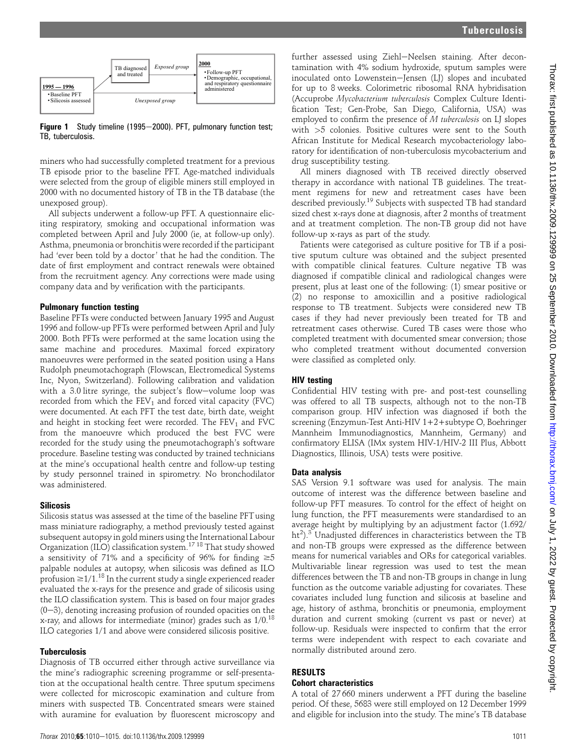1995 — 1996
• Baseline PFT
• Silicosis assessed

TB diagnosed and treated

*Exposed group*

*Unexposed group*

2000
• Follow-up PFT
• Demographic, occupational, and respiratory questionnaire administered

**Figure 1** Study timeline (1995—2000). PFT, pulmonary function test; TB, tuberculosis.

miners who had successfully completed treatment for a previous TB episode prior to the baseline PFT. Age-matched individuals were selected from the group of eligible miners still employed in 2000 with no documented history of TB in the TB database (the unexposed group).

All subjects underwent a follow-up PFT. A questionnaire eliciting respiratory, smoking and occupational information was completed between April and July 2000 (ie, at follow-up only). Asthma, pneumonia or bronchitis were recorded if the participant had 'ever been told by a doctor' that he had the condition. The date of first employment and contract renewals were obtained from the recruitment agency. Any corrections were made using company data and by verification with the participants.

### Pulmonary function testing

Baseline PFTs were conducted between January 1995 and August 1996 and follow-up PFTs were performed between April and July 2000. Both PFTs were performed at the same location using the same machine and procedures. Maximal forced expiratory manoeuvres were performed in the seated position using a Hans Rudolph pneumotachograph (Flowscan, Electromedical Systems Inc, Nyon, Switzerland). Following calibration and validation with a 3.0 litre syringe, the subject's flow—volume loop was recorded from which the $FEV_1$ and forced vital capacity (FVC) were documented. At each PFT the test date, birth date, weight and height in stocking feet were recorded. The $FEV_1$ and FVC from the manoeuvre which produced the best FVC were recorded for the study using the pneumotachograph's software procedure. Baseline testing was conducted by trained technicians at the mine's occupational health centre and follow-up testing by study personnel trained in spirometry. No bronchodilator was administered.

### Silicosis

Silicosis status was assessed at the time of the baseline PFT using mass miniature radiography, a method previously tested against subsequent autopsy in gold miners using the International Labour Organization (ILO) classification system.[17 18] That study showed a sensitivity of 71% and a specificity of 96% for finding ≥5 palpable nodules at autopsy, when silicosis was defined as ILO profusion ≥1/1.[18] In the current study a single experienced reader evaluated the x-rays for the presence and grade of silicosis using the ILO classification system. This is based on four major grades (0—3), denoting increasing profusion of rounded opacities on the x-ray, and allows for intermediate (minor) grades such as 1/0.[18] ILO categories 1/1 and above were considered silicosis positive.

### Tuberculosis

Diagnosis of TB occurred either through active surveillance via the mine's radiographic screening programme or self-presentation at the occupational health centre. Three sputum specimens were collected for microscopic examination and culture from miners with suspected TB. Concentrated smears were stained with auramine for evaluation by fluorescent microscopy and further assessed using Ziehl—Neelsen staining. After decontamination with 4% sodium hydroxide, sputum samples were inoculated onto Lowenstein—Jensen (LJ) slopes and incubated for up to 8 weeks. Colorimetric ribosomal RNA hybridisation (Accuprobe *Mycobacterium tuberculosis* Complex Culture Identification Test; Gen-Probe, San Diego, California, USA) was employed to confirm the presence of *M tuberculosis* on LJ slopes with >5 colonies. Positive cultures were sent to the South African Institute for Medical Research mycobacteriology laboratory for identification of non-tuberculosis mycobacterium and drug susceptibility testing.

All miners diagnosed with TB received directly observed therapy in accordance with national TB guidelines. The treatment regimens for new and retreatment cases have been described previously.[19] Subjects with suspected TB had standard sized chest x-rays done at diagnosis, after 2 months of treatment and at treatment completion. The non-TB group did not have follow-up x-rays as part of the study.

Patients were categorised as culture positive for TB if a positive sputum culture was obtained and the subject presented with compatible clinical features. Culture negative TB was diagnosed if compatible clinical and radiological changes were present, plus at least one of the following: (1) smear positive or (2) no response to amoxicillin and a positive radiological response to TB treatment. Subjects were considered new TB cases if they had never previously been treated for TB and retreatment cases otherwise. Cured TB cases were those who completed treatment with documented smear conversion; those who completed treatment without documented conversion were classified as completed only.

### HIV testing

Confidential HIV testing with pre- and post-test counselling was offered to all TB suspects, although not to the non-TB comparison group. HIV infection was diagnosed if both the screening (Enzymun-Test Anti-HIV 1+2+subtype O, Boehringer Mannheim Immunodiagnostics, Mannheim, Germany) and confirmatory ELISA (IMx system HIV-1/HIV-2 III Plus, Abbott Diagnostics, Illinois, USA) tests were positive.

### Data analysis

SAS Version 9.1 software was used for analysis. The main outcome of interest was the difference between baseline and follow-up PFT measures. To control for the effect of height on lung function, the PFT measurements were standardised to an average height by multiplying by an adjustment factor ($1.692/ht^2$).[5] Unadjusted differences in characteristics between the TB and non-TB groups were expressed as the difference between means for numerical variables and ORs for categorical variables. Multivariable linear regression was used to test the mean differences between the TB and non-TB groups in change in lung function as the outcome variable adjusting for covariates. These covariates included lung function and silicosis at baseline and age, history of asthma, bronchitis or pneumonia, employment duration and current smoking (current vs past or never) at follow-up. Residuals were inspected to confirm that the error terms were independent with respect to each covariate and normally distributed around zero.

## RESULTS

### Cohort characteristics

A total of 27 660 miners underwent a PFT during the baseline period. Of these, 5683 were still employed on 12 December 1999 and eligible for inclusion into the study. The mine's TB database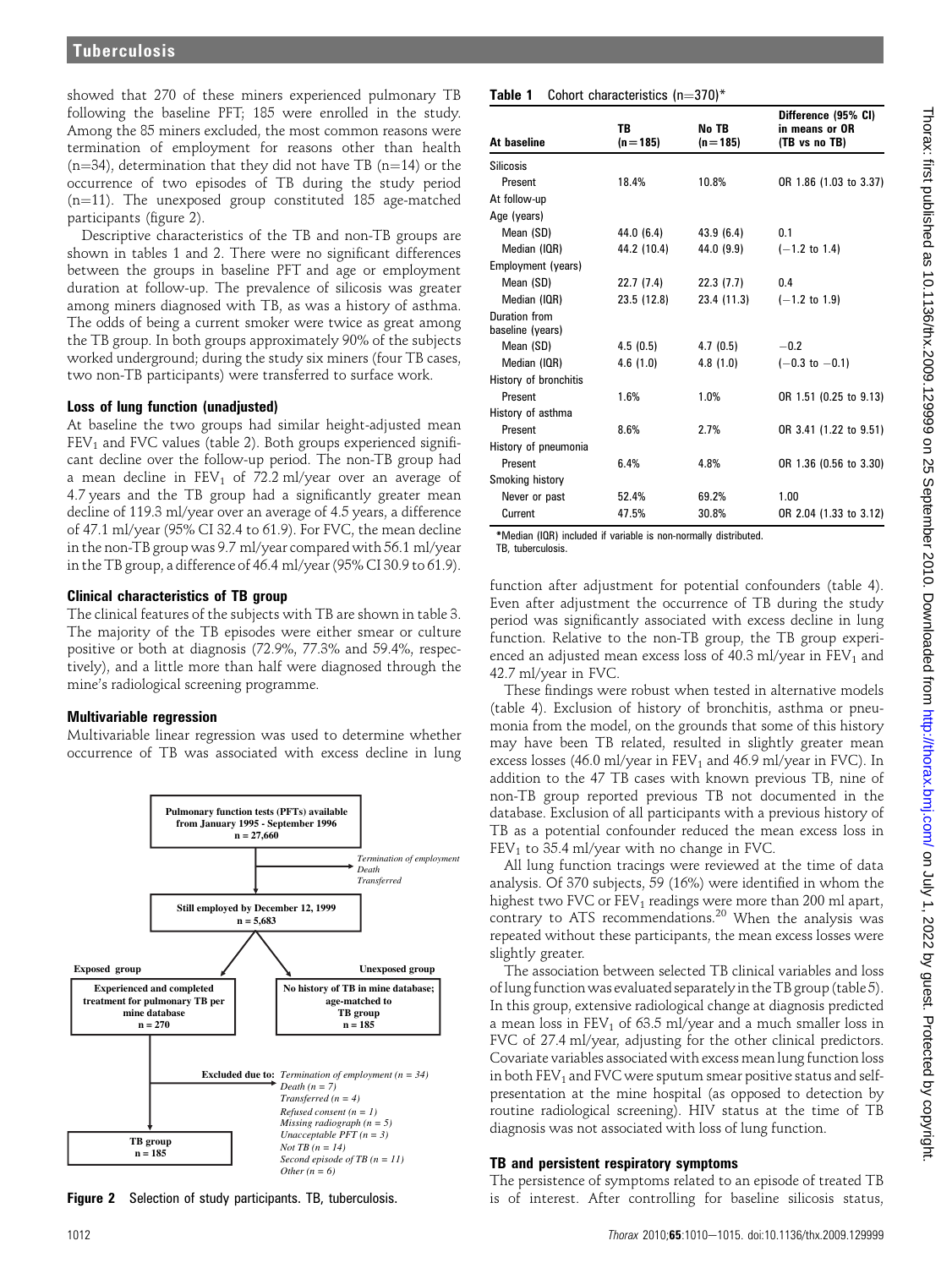showed that 270 of these miners experienced pulmonary TB following the baseline PFT; 185 were enrolled in the study. Among the 85 miners excluded, the most common reasons were termination of employment for reasons other than health (n=34), determination that they did not have TB (n=14) or the occurrence of two episodes of TB during the study period (n=11). The unexposed group constituted 185 age-matched participants (figure 2).

Descriptive characteristics of the TB and non-TB groups are shown in tables 1 and 2. There were no significant differences between the groups in baseline PFT and age or employment duration at follow-up. The prevalence of silicosis was greater among miners diagnosed with TB, as was a history of asthma. The odds of being a current smoker were twice as great among the TB group. In both groups approximately 90% of the subjects worked underground; during the study six miners (four TB cases, two non-TB participants) were transferred to surface work.

### Loss of lung function (unadjusted)

At baseline the two groups had similar height-adjusted mean $FEV_1$ and FVC values (table 2). Both groups experienced significant decline over the follow-up period. The non-TB group had a mean decline in $FEV_1$ of 72.2 ml/year over an average of 4.7 years and the TB group had a significantly greater mean decline of 119.3 ml/year over an average of 4.5 years, a difference of 47.1 ml/year (95% CI 32.4 to 61.9). For FVC, the mean decline in the non-TB group was 9.7 ml/year compared with 56.1 ml/year in the TB group, a difference of 46.4 ml/year (95% CI 30.9 to 61.9).

### Clinical characteristics of TB group

The clinical features of the subjects with TB are shown in table 3. The majority of the TB episodes were either smear or culture positive or both at diagnosis (72.9%, 77.3% and 59.4%, respectively), and a little more than half were diagnosed through the mine's radiological screening programme.

### Multivariable regression

Multivariable linear regression was used to determine whether occurrence of TB was associated with excess decline in lung function after adjustment for potential confounders (table 4). Even after adjustment the occurrence of TB during the study period was significantly associated with excess decline in lung function. Relative to the non-TB group, the TB group experienced an adjusted mean excess loss of 40.3 ml/year in $FEV_1$ and 42.7 ml/year in FVC.

These findings were robust when tested in alternative models (table 4). Exclusion of history of bronchitis, asthma or pneumonia from the model, on the grounds that some of this history may have been TB related, resulted in slightly greater mean excess losses (46.0 ml/year in $FEV_1$ and 46.9 ml/year in FVC). In addition to the 47 TB cases with known previous TB, nine of non-TB group reported previous TB not documented in the database. Exclusion of all participants with a previous history of TB as a potential confounder reduced the mean excess loss in $FEV_1$ to 35.4 ml/year with no change in FVC.

All lung function tracings were reviewed at the time of data analysis. Of 370 subjects, 59 (16%) were identified in whom the highest two FVC or $FEV_1$ readings were more than 200 ml apart, contrary to ATS recommendations.[20] When the analysis was repeated without these participants, the mean excess losses were slightly greater.

The association between selected TB clinical variables and loss of lung function was evaluated separately in the TB group (table 5). In this group, extensive radiological change at diagnosis predicted a mean loss in $FEV_1$ of 63.5 ml/year and a much smaller loss in FVC of 27.4 ml/year, adjusting for the other clinical predictors. Covariate variables associated with excess mean lung function loss in both $FEV_1$ and FVC were sputum smear positive status and self-presentation at the mine hospital (as opposed to detection by routine radiological screening). HIV status at the time of TB diagnosis was not associated with loss of lung function.

### TB and persistent respiratory symptoms

The persistence of symptoms related to an episode of treated TB is of interest. After controlling for baseline silicosis status,

**Table 1** Cohort characteristics (n=370)*

| At baseline | TB (n=185) | No TB (n=185) | Difference (95% CI) in means or OR (TB vs no TB) |
|---|---|---|---|
| Silicosis | | | |
| Present | 18.4% | 10.8% | OR 1.86 (1.03 to 3.37) |
| At follow-up | | | |
| Age (years) | | | |
| Mean (SD) | 44.0 (6.4) | 43.9 (6.4) | 0.1 |
| Median (IQR) | 44.2 (10.4) | 44.0 (9.9) | (−1.2 to 1.4) |
| Employment (years) | | | |
| Mean (SD) | 22.7 (7.4) | 22.3 (7.7) | 0.4 |
| Median (IQR) | 23.5 (12.8) | 23.4 (11.3) | (−1.2 to 1.9) |
| Duration from baseline (years) | | | |
| Mean (SD) | 4.5 (0.5) | 4.7 (0.5) | −0.2 |
| Median (IQR) | 4.6 (1.0) | 4.8 (1.0) | (−0.3 to −0.1) |
| History of bronchitis | | | |
| Present | 1.6% | 1.0% | OR 1.51 (0.25 to 9.13) |
| History of asthma | | | |
| Present | 8.6% | 2.7% | OR 3.41 (1.22 to 9.51) |
| History of pneumonia | | | |
| Present | 6.4% | 4.8% | OR 1.36 (0.56 to 3.30) |
| Smoking history | | | |
| Never or past | 52.4% | 69.2% | 1.00 |
| Current | 47.5% | 30.8% | OR 2.04 (1.33 to 3.12) |

*Median (IQR) included if variable is non-normally distributed.
TB, tuberculosis.

Pulmonary function tests (PFTs) available from January 1995 - September 1996, n = 27,660 → (Termination of employment, Death, Transferred) → Still employed by December 12, 1999, n = 5,683

Exposed group: Experienced and completed treatment for pulmonary TB per mine database, n = 270 → Excluded due to: Termination of employment (n = 34), Death (n = 7), Transferred (n = 4), Refused consent (n = 1), Missing radiograph (n = 5), Unacceptable PFT (n = 3), Not TB (n = 14), Second episode of TB (n = 11), Other (n = 6) → TB group, n = 185

Unexposed group: No history of TB in mine database; age-matched to TB group, n = 185

**Figure 2** Selection of study participants. TB, tuberculosis.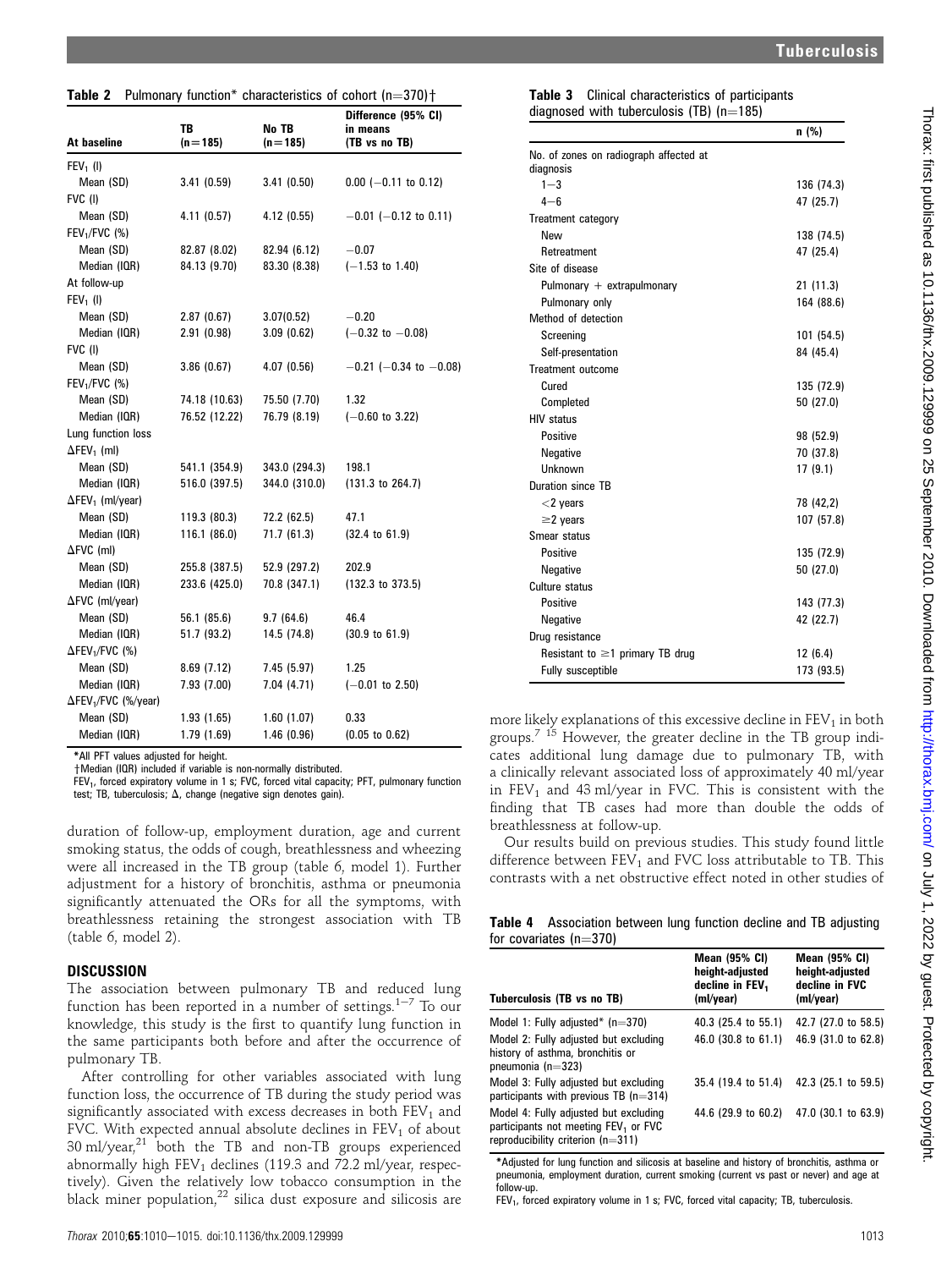**Table 2** Pulmonary function* characteristics of cohort (n=370)†

| At baseline | TB (n=185) | No TB (n=185) | Difference (95% CI) in means (TB vs no TB) |
|---|---|---|---|
| $FEV_1$ (l) | | | |
| Mean (SD) | 3.41 (0.59) | 3.41 (0.50) | 0.00 (−0.11 to 0.12) |
| FVC (l) | | | |
| Mean (SD) | 4.11 (0.57) | 4.12 (0.55) | −0.01 (−0.12 to 0.11) |
| $FEV_1$/FVC (%) | | | |
| Mean (SD) | 82.87 (8.02) | 82.94 (6.12) | −0.07 |
| Median (IQR) | 84.13 (9.70) | 83.30 (8.38) | (−1.53 to 1.40) |
| At follow-up | | | |
| $FEV_1$ (l) | | | |
| Mean (SD) | 2.87 (0.67) | 3.07(0.52) | −0.20 |
| Median (IQR) | 2.91 (0.98) | 3.09 (0.62) | (−0.32 to −0.08) |
| FVC (l) | | | |
| Mean (SD) | 3.86 (0.67) | 4.07 (0.56) | −0.21 (−0.34 to −0.08) |
| $FEV_1$/FVC (%) | | | |
| Mean (SD) | 74.18 (10.63) | 75.50 (7.70) | 1.32 |
| Median (IQR) | 76.52 (12.22) | 76.79 (8.19) | (−0.60 to 3.22) |
| Lung function loss | | | |
| $\Delta FEV_1$ (ml) | | | |
| Mean (SD) | 541.1 (354.9) | 343.0 (294.3) | 198.1 |
| Median (IQR) | 516.0 (397.5) | 344.0 (310.0) | (131.3 to 264.7) |
| $\Delta FEV_1$ (ml/year) | | | |
| Mean (SD) | 119.3 (80.3) | 72.2 (62.5) | 47.1 |
| Median (IQR) | 116.1 (86.0) | 71.7 (61.3) | (32.4 to 61.9) |
| $\Delta$FVC (ml) | | | |
| Mean (SD) | 255.8 (387.5) | 52.9 (297.2) | 202.9 |
| Median (IQR) | 233.6 (425.0) | 70.8 (347.1) | (132.3 to 373.5) |
| $\Delta$FVC (ml/year) | | | |
| Mean (SD) | 56.1 (85.6) | 9.7 (64.6) | 46.4 |
| Median (IQR) | 51.7 (93.2) | 14.5 (74.8) | (30.9 to 61.9) |
| $\Delta FEV_1$/FVC (%) | | | |
| Mean (SD) | 8.69 (7.12) | 7.45 (5.97) | 1.25 |
| Median (IQR) | 7.93 (7.00) | 7.04 (4.71) | (−0.01 to 2.50) |
| $\Delta FEV_1$/FVC (%/year) | | | |
| Mean (SD) | 1.93 (1.65) | 1.60 (1.07) | 0.33 |
| Median (IQR) | 1.79 (1.69) | 1.46 (0.96) | (0.05 to 0.62) |

*All PFT values adjusted for height.
†Median (IQR) included if variable is non-normally distributed.
$FEV_1$, forced expiratory volume in 1 s; FVC, forced vital capacity; PFT, pulmonary function test; TB, tuberculosis; Δ, change (negative sign denotes gain).

duration of follow-up, employment duration, age and current smoking status, the odds of cough, breathlessness and wheezing were all increased in the TB group (table 6, model 1). Further adjustment for a history of bronchitis, asthma or pneumonia significantly attenuated the ORs for all the symptoms, with breathlessness retaining the strongest association with TB (table 6, model 2).

## DISCUSSION

The association between pulmonary TB and reduced lung function has been reported in a number of settings.[1–7] To our knowledge, this study is the first to quantify lung function in the same participants both before and after the occurrence of pulmonary TB.

After controlling for other variables associated with lung function loss, the occurrence of TB during the study period was significantly associated with excess decreases in both $FEV_1$ and FVC. With expected annual absolute declines in $FEV_1$ of about 30 ml/year,[21] both the TB and non-TB groups experienced abnormally high $FEV_1$ declines (119.3 and 72.2 ml/year, respectively). Given the relatively low tobacco consumption in the black miner population,[22] silica dust exposure and silicosis are more likely explanations of this excessive decline in $FEV_1$ in both groups.[7 15] However, the greater decline in the TB group indicates additional lung damage due to pulmonary TB, with a clinically relevant associated loss of approximately 40 ml/year in $FEV_1$ and 43 ml/year in FVC. This is consistent with the finding that TB cases had more than double the odds of breathlessness at follow-up.

Our results build on previous studies. This study found little difference between $FEV_1$ and FVC loss attributable to TB. This contrasts with a net obstructive effect noted in other studies of

**Table 3** Clinical characteristics of participants diagnosed with tuberculosis (TB) (n=185)

| | n (%) |
|---|---|
| No. of zones on radiograph affected at diagnosis | |
| 1−3 | 136 (74.3) |
| 4−6 | 47 (25.7) |
| Treatment category | |
| New | 138 (74.5) |
| Retreatment | 47 (25.4) |
| Site of disease | |
| Pulmonary + extrapulmonary | 21 (11.3) |
| Pulmonary only | 164 (88.6) |
| Method of detection | |
| Screening | 101 (54.5) |
| Self-presentation | 84 (45.4) |
| Treatment outcome | |
| Cured | 135 (72.9) |
| Completed | 50 (27.0) |
| HIV status | |
| Positive | 98 (52.9) |
| Negative | 70 (37.8) |
| Unknown | 17 (9.1) |
| Duration since TB | |
| <2 years | 78 (42,2) |
| ≥2 years | 107 (57.8) |
| Smear status | |
| Positive | 135 (72.9) |
| Negative | 50 (27.0) |
| Culture status | |
| Positive | 143 (77.3) |
| Negative | 42 (22.7) |
| Drug resistance | |
| Resistant to ≥1 primary TB drug | 12 (6.4) |
| Fully susceptible | 173 (93.5) |

**Table 4** Association between lung function decline and TB adjusting for covariates (n=370)

| Tuberculosis (TB vs no TB) | Mean (95% CI) height-adjusted decline in $FEV_1$ (ml/year) | Mean (95% CI) height-adjusted decline in FVC (ml/year) |
|---|---|---|
| Model 1: Fully adjusted* (n=370) | 40.3 (25.4 to 55.1) | 42.7 (27.0 to 58.5) |
| Model 2: Fully adjusted but excluding history of asthma, bronchitis or pneumonia (n=323) | 46.0 (30.8 to 61.1) | 46.9 (31.0 to 62.8) |
| Model 3: Fully adjusted but excluding participants with previous TB (n=314) | 35.4 (19.4 to 51.4) | 42.3 (25.1 to 59.5) |
| Model 4: Fully adjusted but excluding participants not meeting $FEV_1$ or FVC reproducibility criterion (n=311) | 44.6 (29.9 to 60.2) | 47.0 (30.1 to 63.9) |

*Adjusted for lung function and silicosis at baseline and history of bronchitis, asthma or pneumonia, employment duration, current smoking (current vs past or never) and age at follow-up.
$FEV_1$, forced expiratory volume in 1 s; FVC, forced vital capacity; TB, tuberculosis.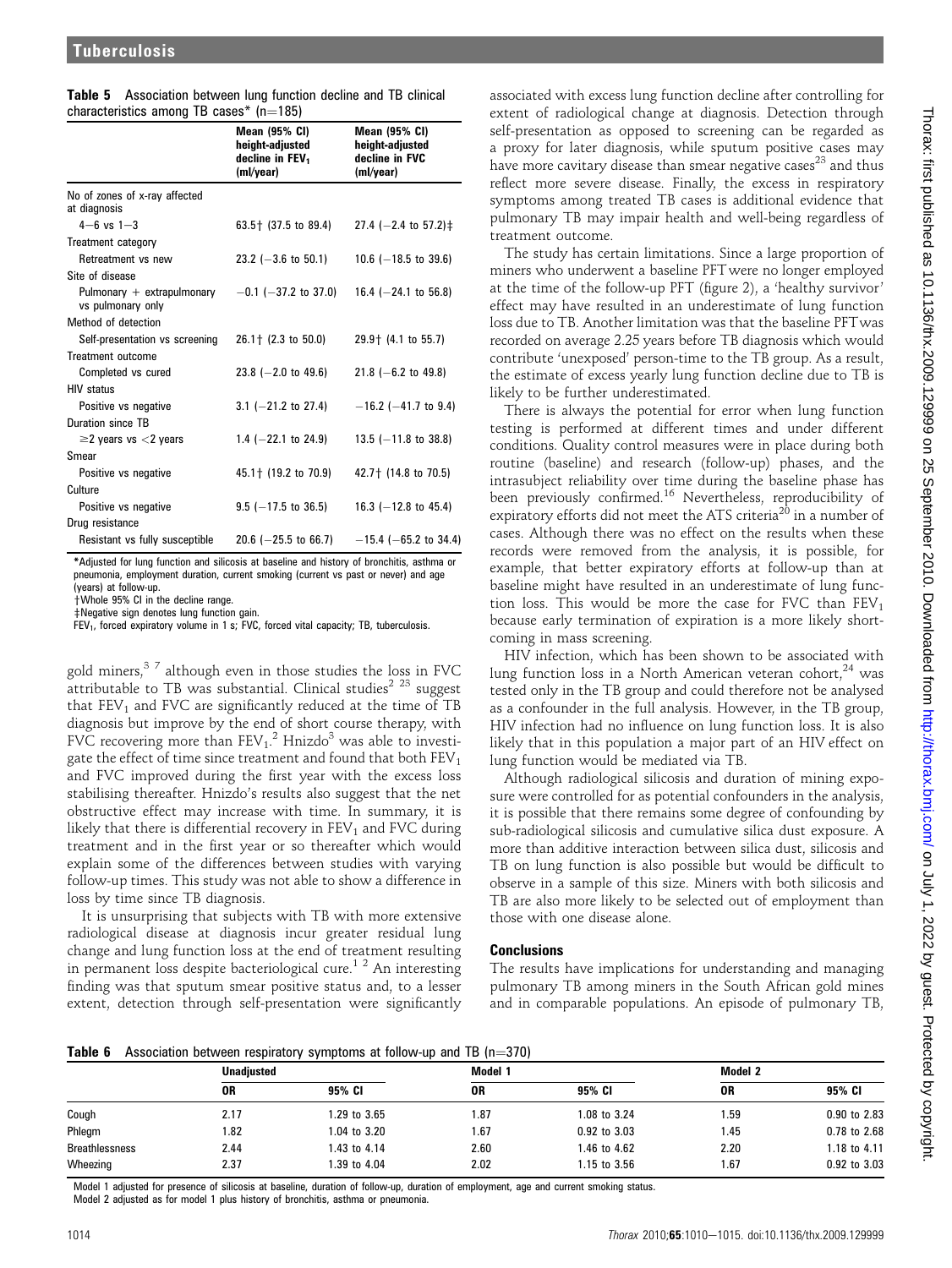**Table 5** Association between lung function decline and TB clinical characteristics among TB cases* (n=185)

| | Mean (95% CI) height-adjusted decline in $FEV_1$ (ml/year) | Mean (95% CI) height-adjusted decline in FVC (ml/year) |
|---|---|---|
| No of zones of x-ray affected at diagnosis | | |
| 4–6 vs 1–3 | 63.5† (37.5 to 89.4) | 27.4 (−2.4 to 57.2)‡ |
| Treatment category | | |
| Retreatment vs new | 23.2 (−3.6 to 50.1) | 10.6 (−18.5 to 39.6) |
| Site of disease | | |
| Pulmonary + extrapulmonary vs pulmonary only | −0.1 (−37.2 to 37.0) | 16.4 (−24.1 to 56.8) |
| Method of detection | | |
| Self-presentation vs screening | 26.1† (2.3 to 50.0) | 29.9† (4.1 to 55.7) |
| Treatment outcome | | |
| Completed vs cured | 23.8 (−2.0 to 49.6) | 21.8 (−6.2 to 49.8) |
| HIV status | | |
| Positive vs negative | 3.1 (−21.2 to 27.4) | −16.2 (−41.7 to 9.4) |
| Duration since TB | | |
| ≥2 years vs <2 years | 1.4 (−22.1 to 24.9) | 13.5 (−11.8 to 38.8) |
| Smear | | |
| Positive vs negative | 45.1† (19.2 to 70.9) | 42.7† (14.8 to 70.5) |
| Culture | | |
| Positive vs negative | 9.5 (−17.5 to 36.5) | 16.3 (−12.8 to 45.4) |
| Drug resistance | | |
| Resistant vs fully susceptible | 20.6 (−25.5 to 66.7) | −15.4 (−65.2 to 34.4) |

*Adjusted for lung function and silicosis at baseline and history of bronchitis, asthma or pneumonia, employment duration, current smoking (current vs past or never) and age (years) at follow-up.
†Whole 95% CI in the decline range.
‡Negative sign denotes lung function gain.
$FEV_1$, forced expiratory volume in 1 s; FVC, forced vital capacity; TB, tuberculosis.

gold miners,[3 7] although even in those studies the loss in FVC attributable to TB was substantial. Clinical studies[2 23] suggest that $FEV_1$ and FVC are significantly reduced at the time of TB diagnosis but improve by the end of short course therapy, with FVC recovering more than $FEV_1$.[2] Hnizdo[3] was able to investigate the effect of time since treatment and found that both $FEV_1$ and FVC improved during the first year with the excess loss stabilising thereafter. Hnizdo's results also suggest that the net obstructive effect may increase with time. In summary, it is likely that there is differential recovery in $FEV_1$ and FVC during treatment and in the first year or so thereafter which would explain some of the differences between studies with varying follow-up times. This study was not able to show a difference in loss by time since TB diagnosis.

It is unsurprising that subjects with TB with more extensive radiological disease at diagnosis incur greater residual lung change and lung function loss at the end of treatment resulting in permanent loss despite bacteriological cure.[1 2] An interesting finding was that sputum smear positive status and, to a lesser extent, detection through self-presentation were significantly associated with excess lung function decline after controlling for extent of radiological change at diagnosis. Detection through self-presentation as opposed to screening can be regarded as a proxy for later diagnosis, while sputum positive cases may have more cavitary disease than smear negative cases[23] and thus reflect more severe disease. Finally, the excess in respiratory symptoms among treated TB cases is additional evidence that pulmonary TB may impair health and well-being regardless of treatment outcome.

The study has certain limitations. Since a large proportion of miners who underwent a baseline PFT were no longer employed at the time of the follow-up PFT (figure 2), a 'healthy survivor' effect may have resulted in an underestimate of lung function loss due to TB. Another limitation was that the baseline PFT was recorded on average 2.25 years before TB diagnosis which would contribute 'unexposed' person-time to the TB group. As a result, the estimate of excess yearly lung function decline due to TB is likely to be further underestimated.

There is always the potential for error when lung function testing is performed at different times and under different conditions. Quality control measures were in place during both routine (baseline) and research (follow-up) phases, and the intrasubject reliability over time during the baseline phase has been previously confirmed.[16] Nevertheless, reproducibility of expiratory efforts did not meet the ATS criteria[20] in a number of cases. Although there was no effect on the results when these records were removed from the analysis, it is possible, for example, that better expiratory efforts at follow-up than at baseline might have resulted in an underestimate of lung function loss. This would be more the case for FVC than $FEV_1$ because early termination of expiration is a more likely shortcoming in mass screening.

HIV infection, which has been shown to be associated with lung function loss in a North American veteran cohort,[24] was tested only in the TB group and could therefore not be analysed as a confounder in the full analysis. However, in the TB group, HIV infection had no influence on lung function loss. It is also likely that in this population a major part of an HIV effect on lung function would be mediated via TB.

Although radiological silicosis and duration of mining exposure were controlled for as potential confounders in the analysis, it is possible that there remains some degree of confounding by sub-radiological silicosis and cumulative silica dust exposure. A more than additive interaction between silica dust, silicosis and TB on lung function is also possible but would be difficult to observe in a sample of this size. Miners with both silicosis and TB are also more likely to be selected out of employment than those with one disease alone.

## Conclusions

The results have implications for understanding and managing pulmonary TB among miners in the South African gold mines and in comparable populations. An episode of pulmonary TB,

**Table 6** Association between respiratory symptoms at follow-up and TB (n=370)

| | Unadjusted | | Model 1 | | Model 2 | |
|---|---|---|---|---|---|---|
| | OR | 95% CI | OR | 95% CI | OR | 95% CI |
| Cough | 2.17 | 1.29 to 3.65 | 1.87 | 1.08 to 3.24 | 1.59 | 0.90 to 2.83 |
| Phlegm | 1.82 | 1.04 to 3.20 | 1.67 | 0.92 to 3.03 | 1.45 | 0.78 to 2.68 |
| Breathlessness | 2.44 | 1.43 to 4.14 | 2.60 | 1.46 to 4.62 | 2.20 | 1.18 to 4.11 |
| Wheezing | 2.37 | 1.39 to 4.04 | 2.02 | 1.15 to 3.56 | 1.67 | 0.92 to 3.03 |

Model 1 adjusted for presence of silicosis at baseline, duration of follow-up, duration of employment, age and current smoking status.
Model 2 adjusted as for model 1 plus history of bronchitis, asthma or pneumonia.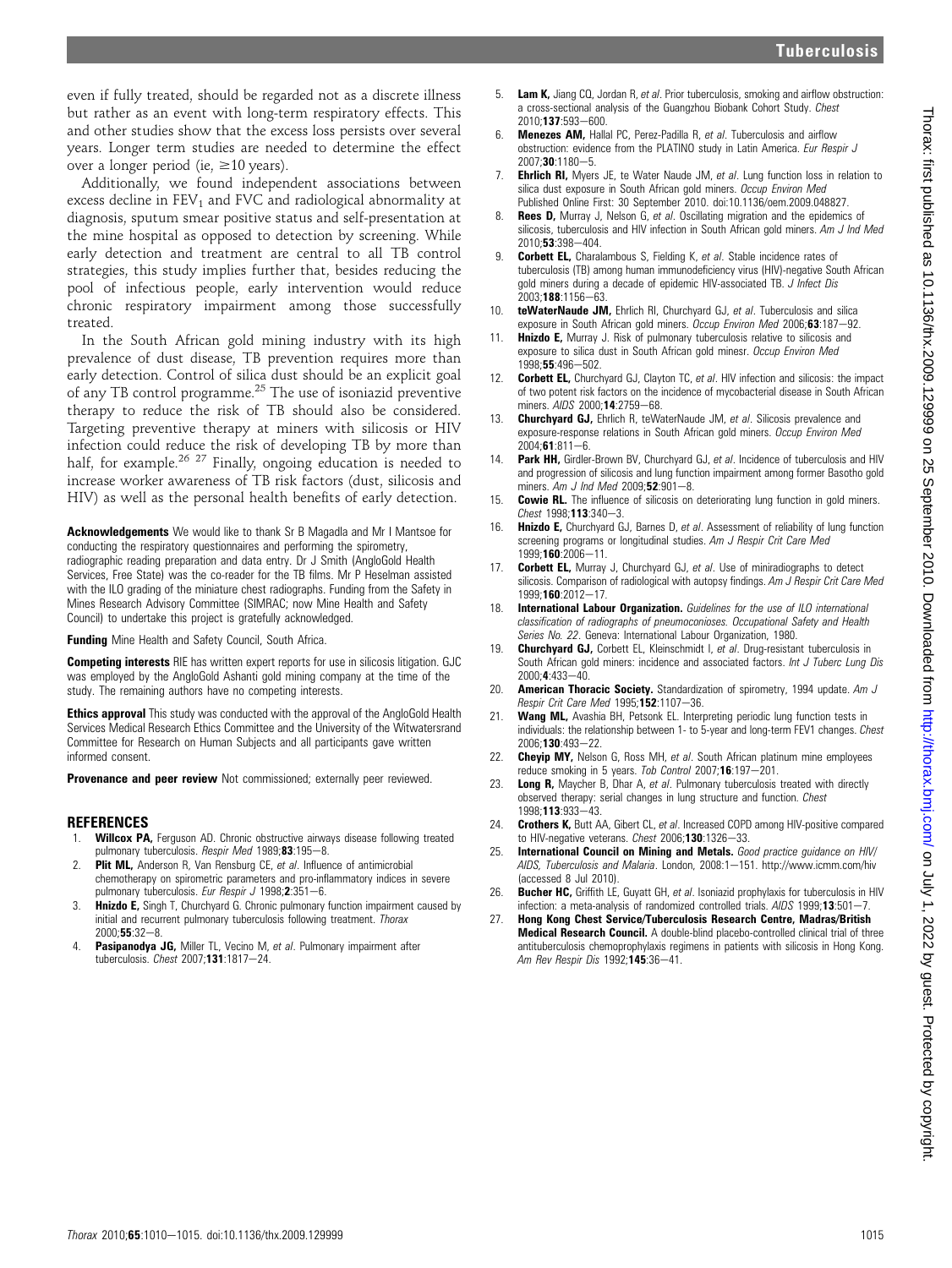even if fully treated, should be regarded not as a discrete illness but rather as an event with long-term respiratory effects. This and other studies show that the excess loss persists over several years. Longer term studies are needed to determine the effect over a longer period (ie, ≥10 years).

Additionally, we found independent associations between excess decline in $FEV_1$ and FVC and radiological abnormality at diagnosis, sputum smear positive status and self-presentation at the mine hospital as opposed to detection by screening. While early detection and treatment are central to all TB control strategies, this study implies further that, besides reducing the pool of infectious people, early intervention would reduce chronic respiratory impairment among those successfully treated.

In the South African gold mining industry with its high prevalence of dust disease, TB prevention requires more than early detection. Control of silica dust should be an explicit goal of any TB control programme.[25] The use of isoniazid preventive therapy to reduce the risk of TB should also be considered. Targeting preventive therapy at miners with silicosis or HIV infection could reduce the risk of developing TB by more than half, for example.[26 27] Finally, ongoing education is needed to increase worker awareness of TB risk factors (dust, silicosis and HIV) as well as the personal health benefits of early detection.

**Acknowledgements** We would like to thank Sr B Magadla and Mr I Mantsoe for conducting the respiratory questionnaires and performing the spirometry, radiographic reading preparation and data entry. Dr J Smith (AngloGold Health Services, Free State) was the co-reader for the TB films. Mr P Heselman assisted with the ILO grading of the miniature chest radiographs. Funding from the Safety in Mines Research Advisory Committee (SIMRAC; now Mine Health and Safety Council) to undertake this project is gratefully acknowledged.

**Funding** Mine Health and Safety Council, South Africa.

**Competing interests** RIE has written expert reports for use in silicosis litigation. GJC was employed by the AngloGold Ashanti gold mining company at the time of the study. The remaining authors have no competing interests.

**Ethics approval** This study was conducted with the approval of the AngloGold Health Services Medical Research Ethics Committee and the University of the Witwatersrand Committee for Research on Human Subjects and all participants gave written informed consent.

**Provenance and peer review** Not commissioned; externally peer reviewed.

## REFERENCES

1. **Willcox PA,** Ferguson AD. Chronic obstructive airways disease following treated pulmonary tuberculosis. *Respir Med* 1989;**83**:195−8.
2. **Plit ML,** Anderson R, Van Rensburg CE, *et al*. Influence of antimicrobial chemotherapy on spirometric parameters and pro-inflammatory indices in severe pulmonary tuberculosis. *Eur Respir J* 1998;**2**:351−6.
3. **Hnizdo E,** Singh T, Churchyard G. Chronic pulmonary function impairment caused by initial and recurrent pulmonary tuberculosis following treatment. *Thorax* 2000;**55**:32−8.
4. **Pasipanodya JG,** Miller TL, Vecino M, *et al*. Pulmonary impairment after tuberculosis. *Chest* 2007;**131**:1817−24.
5. **Lam K,** Jiang CQ, Jordan R, *et al*. Prior tuberculosis, smoking and airflow obstruction: a cross-sectional analysis of the Guangzhou Biobank Cohort Study. *Chest* 2010;**137**:593−600.
6. **Menezes AM,** Hallal PC, Perez-Padilla R, *et al*. Tuberculosis and airflow obstruction: evidence from the PLATINO study in Latin America. *Eur Respir J* 2007;**30**:1180−5.
7. **Ehrlich RI,** Myers JE, te Water Naude JM, *et al*. Lung function loss in relation to silica dust exposure in South African gold miners. *Occup Environ Med* Published Online First: 30 September 2010. doi:10.1136/oem.2009.048827.
8. **Rees D,** Murray J, Nelson G, *et al*. Oscillating migration and the epidemics of silicosis, tuberculosis and HIV infection in South African gold miners. *Am J Ind Med* 2010;**53**:398−404.
9. **Corbett EL,** Charalambous S, Fielding K, *et al*. Stable incidence rates of tuberculosis (TB) among human immunodeficiency virus (HIV)-negative South African gold miners during a decade of epidemic HIV-associated TB. *J Infect Dis* 2003;**188**:1156−63.
10. **teWaterNaude JM,** Ehrlich RI, Churchyard GJ, *et al*. Tuberculosis and silica exposure in South African gold miners. *Occup Environ Med* 2006;**63**:187−92.
11. **Hnizdo E,** Murray J. Risk of pulmonary tuberculosis relative to silicosis and exposure to silica dust in South African gold minesr. *Occup Environ Med* 1998;**55**:496−502.
12. **Corbett EL,** Churchyard GJ, Clayton TC, *et al*. HIV infection and silicosis: the impact of two potent risk factors on the incidence of mycobacterial disease in South African miners. *AIDS* 2000;**14**:2759−68.
13. **Churchyard GJ,** Ehrlich R, teWaterNaude JM, *et al*. Silicosis prevalence and exposure-response relations in South African gold miners. *Occup Environ Med* 2004;**61**:811−6.
14. **Park HH,** Girdler-Brown BV, Churchyard GJ, *et al*. Incidence of tuberculosis and HIV and progression of silicosis and lung function impairment among former Basotho gold miners. *Am J Ind Med* 2009;**52**:901−8.
15. **Cowie RL.** The influence of silicosis on deteriorating lung function in gold miners. *Chest* 1998;**113**:340−3.
16. **Hnizdo E,** Churchyard GJ, Barnes D, *et al*. Assessment of reliability of lung function screening programs or longitudinal studies. *Am J Respir Crit Care Med* 1999;**160**:2006−11.
17. **Corbett EL,** Murray J, Churchyard GJ, *et al*. Use of miniradiographs to detect silicosis. Comparison of radiological with autopsy findings. *Am J Respir Crit Care Med* 1999;**160**:2012−17.
18. **International Labour Organization.** *Guidelines for the use of ILO international classification of radiographs of pneumoconioses. Occupational Safety and Health Series No. 22*. Geneva: International Labour Organization, 1980.
19. **Churchyard GJ,** Corbett EL, Kleinschmidt I, *et al*. Drug-resistant tuberculosis in South African gold miners: incidence and associated factors. *Int J Tuberc Lung Dis* 2000;**4**:433−40.
20. **American Thoracic Society.** Standardization of spirometry, 1994 update. *Am J Respir Crit Care Med* 1995;**152**:1107−36.
21. **Wang ML,** Avashia BH, Petsonk EL. Interpreting periodic lung function tests in individuals: the relationship between 1- to 5-year and long-term FEV1 changes. *Chest* 2006;**130**:493−22.
22. **Cheyip MY,** Nelson G, Ross MH, *et al*. South African platinum mine employees reduce smoking in 5 years. *Tob Control* 2007;**16**:197−201.
23. **Long R,** Maycher B, Dhar A, *et al*. Pulmonary tuberculosis treated with directly observed therapy: serial changes in lung structure and function. *Chest* 1998;**113**:933−43.
24. **Crothers K,** Butt AA, Gibert CL, *et al*. Increased COPD among HIV-positive compared to HIV-negative veterans. *Chest* 2006;**130**:1326−33.
25. **International Council on Mining and Metals.** *Good practice guidance on HIV/AIDS, Tuberculosis and Malaria*. London, 2008:1−151. http://www.icmm.com/hiv (accessed 8 Jul 2010).
26. **Bucher HC,** Griffith LE, Guyatt GH, *et al*. Isoniazid prophylaxis for tuberculosis in HIV infection: a meta-analysis of randomized controlled trials. *AIDS* 1999;**13**:501−7.
27. **Hong Kong Chest Service/Tuberculosis Research Centre, Madras/British Medical Research Council.** A double-blind placebo-controlled clinical trial of three antituberculosis chemoprophylaxis regimens in patients with silicosis in Hong Kong. *Am Rev Respir Dis* 1992;**145**:36−41.